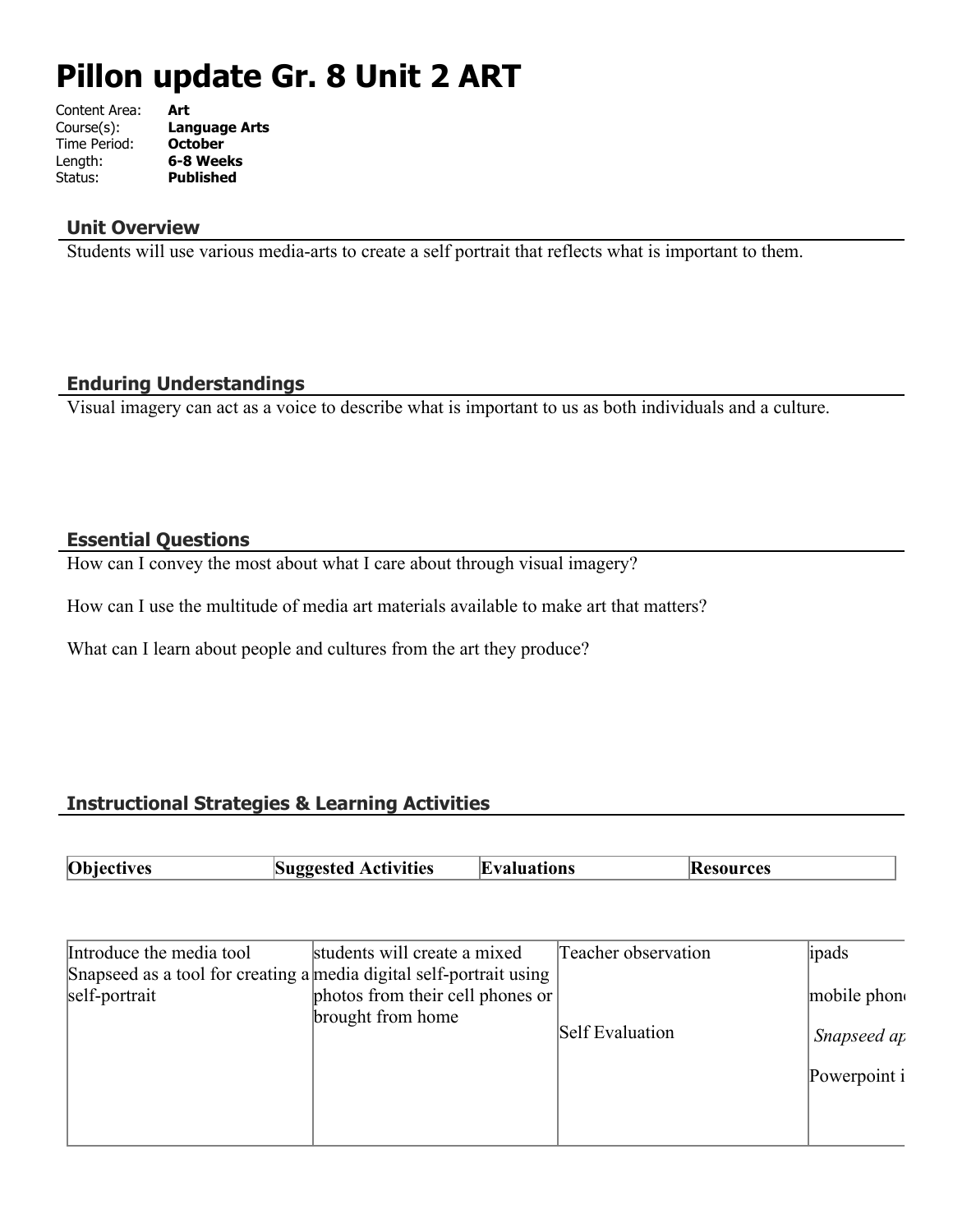# Pillon update Gr. 8 Unit 2 ART

Content Area: **Art**
Course(s): **Language Arts**
Time Period: **October**
Length: **6-8 Weeks**
Status: **Published**

### Unit Overview

Students will use various media-arts to create a self portrait that reflects what is important to them.

### Enduring Understandings

Visual imagery can act as a voice to describe what is important to us as both individuals and a culture.

### Essential Questions

How can I convey the most about what I care about through visual imagery?

How can I use the multitude of media art materials available to make art that matters?

What can I learn about people and cultures from the art they produce?

### Instructional Strategies & Learning Activities

| Objectives | Suggested Activities | Evaluations | Resources |
|---|---|---|---|
| Introduce the media tool Snapseed as a tool for creating a self-portrait | students will create a mixed media digital self-portrait using photos from their cell phones or brought from home | Teacher observation<br><br>Self Evaluation | ipads<br><br>mobile phon<br><br>*Snapseed ap*<br><br>Powerpoint i |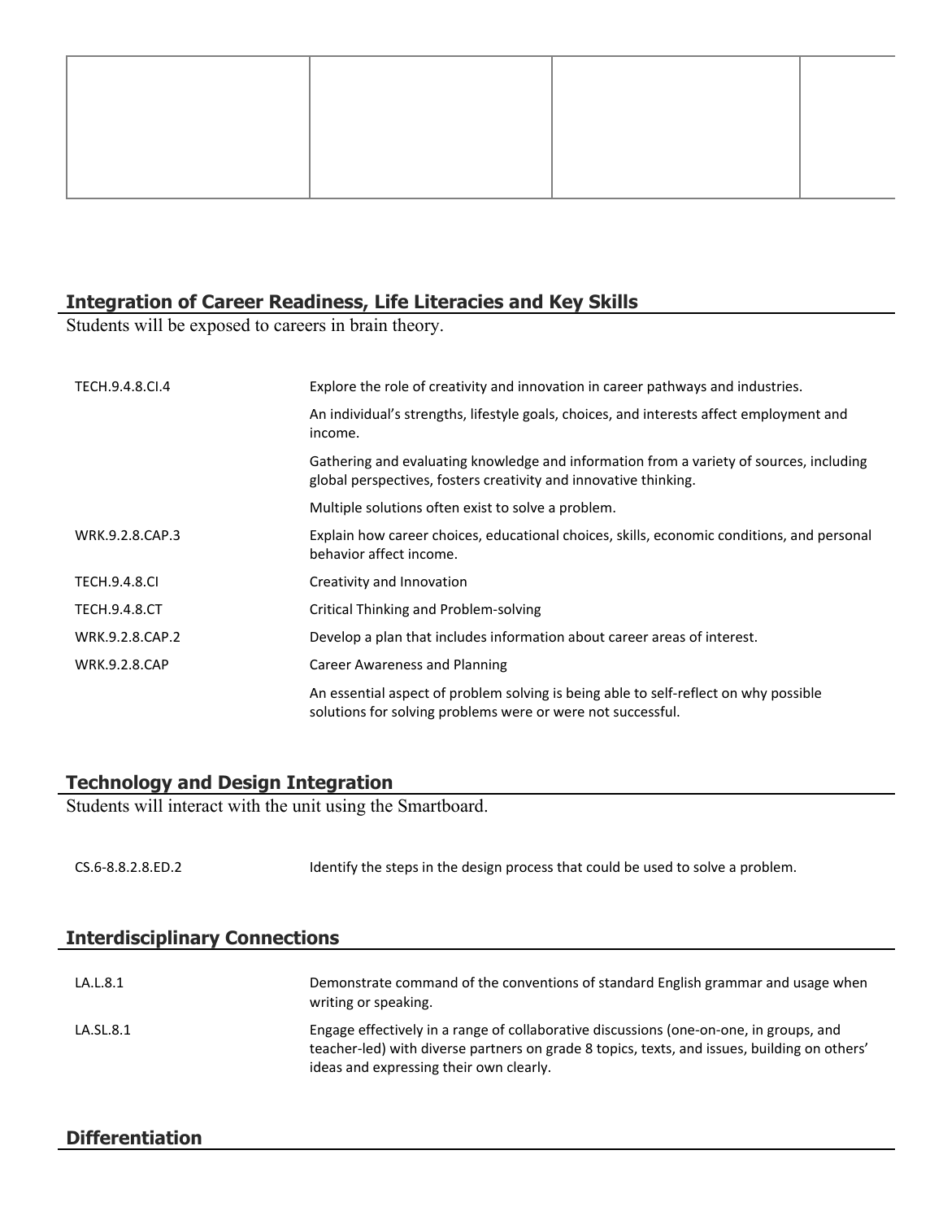| | | | |
|---|---|---|---|
| | | | |

## Integration of Career Readiness, Life Literacies and Key Skills

Students will be exposed to careers in brain theory.

| | |
|---|---|
| TECH.9.4.8.CI.4 | Explore the role of creativity and innovation in career pathways and industries. |
| | An individual's strengths, lifestyle goals, choices, and interests affect employment and income. |
| | Gathering and evaluating knowledge and information from a variety of sources, including global perspectives, fosters creativity and innovative thinking. |
| | Multiple solutions often exist to solve a problem. |
| WRK.9.2.8.CAP.3 | Explain how career choices, educational choices, skills, economic conditions, and personal behavior affect income. |
| TECH.9.4.8.CI | Creativity and Innovation |
| TECH.9.4.8.CT | Critical Thinking and Problem-solving |
| WRK.9.2.8.CAP.2 | Develop a plan that includes information about career areas of interest. |
| WRK.9.2.8.CAP | Career Awareness and Planning |
| | An essential aspect of problem solving is being able to self-reflect on why possible solutions for solving problems were or were not successful. |

## Technology and Design Integration

Students will interact with the unit using the Smartboard.

| | |
|---|---|
| CS.6-8.8.2.8.ED.2 | Identify the steps in the design process that could be used to solve a problem. |

## Interdisciplinary Connections

| | |
|---|---|
| LA.L.8.1 | Demonstrate command of the conventions of standard English grammar and usage when writing or speaking. |
| LA.SL.8.1 | Engage effectively in a range of collaborative discussions (one-on-one, in groups, and teacher-led) with diverse partners on grade 8 topics, texts, and issues, building on others' ideas and expressing their own clearly. |

## Differentiation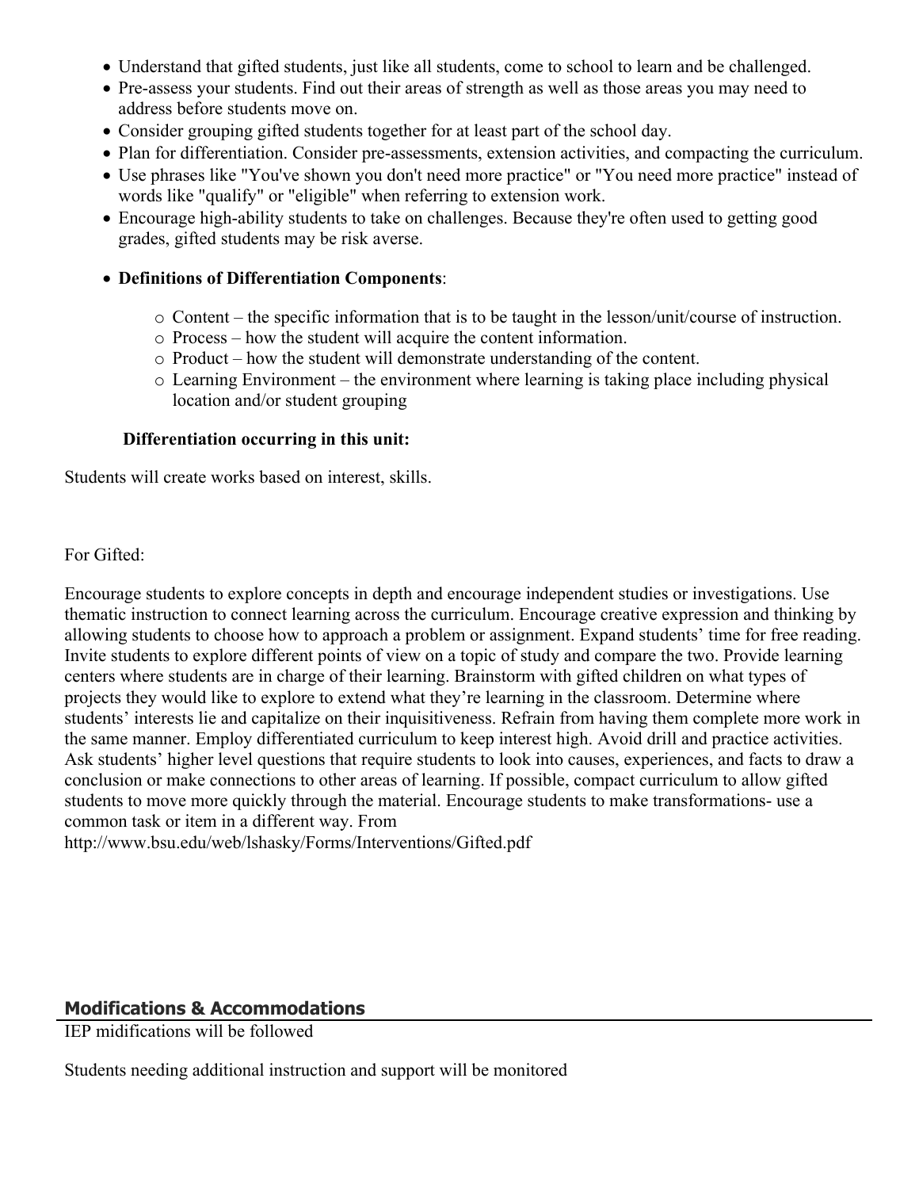- Understand that gifted students, just like all students, come to school to learn and be challenged.
- Pre-assess your students. Find out their areas of strength as well as those areas you may need to address before students move on.
- Consider grouping gifted students together for at least part of the school day.
- Plan for differentiation. Consider pre-assessments, extension activities, and compacting the curriculum.
- Use phrases like "You've shown you don't need more practice" or "You need more practice" instead of words like "qualify" or "eligible" when referring to extension work.
- Encourage high-ability students to take on challenges. Because they're often used to getting good grades, gifted students may be risk averse.
- **Definitions of Differentiation Components**:
    - Content – the specific information that is to be taught in the lesson/unit/course of instruction.
    - Process – how the student will acquire the content information.
    - Product – how the student will demonstrate understanding of the content.
    - Learning Environment – the environment where learning is taking place including physical location and/or student grouping

**Differentiation occurring in this unit:**

Students will create works based on interest, skills.

For Gifted:

Encourage students to explore concepts in depth and encourage independent studies or investigations. Use thematic instruction to connect learning across the curriculum. Encourage creative expression and thinking by allowing students to choose how to approach a problem or assignment. Expand students' time for free reading. Invite students to explore different points of view on a topic of study and compare the two. Provide learning centers where students are in charge of their learning. Brainstorm with gifted children on what types of projects they would like to explore to extend what they're learning in the classroom. Determine where students' interests lie and capitalize on their inquisitiveness. Refrain from having them complete more work in the same manner. Employ differentiated curriculum to keep interest high. Avoid drill and practice activities. Ask students' higher level questions that require students to look into causes, experiences, and facts to draw a conclusion or make connections to other areas of learning. If possible, compact curriculum to allow gifted students to move more quickly through the material. Encourage students to make transformations- use a common task or item in a different way. From http://www.bsu.edu/web/lshasky/Forms/Interventions/Gifted.pdf

## Modifications & Accommodations

IEP midifications will be followed

Students needing additional instruction and support will be monitored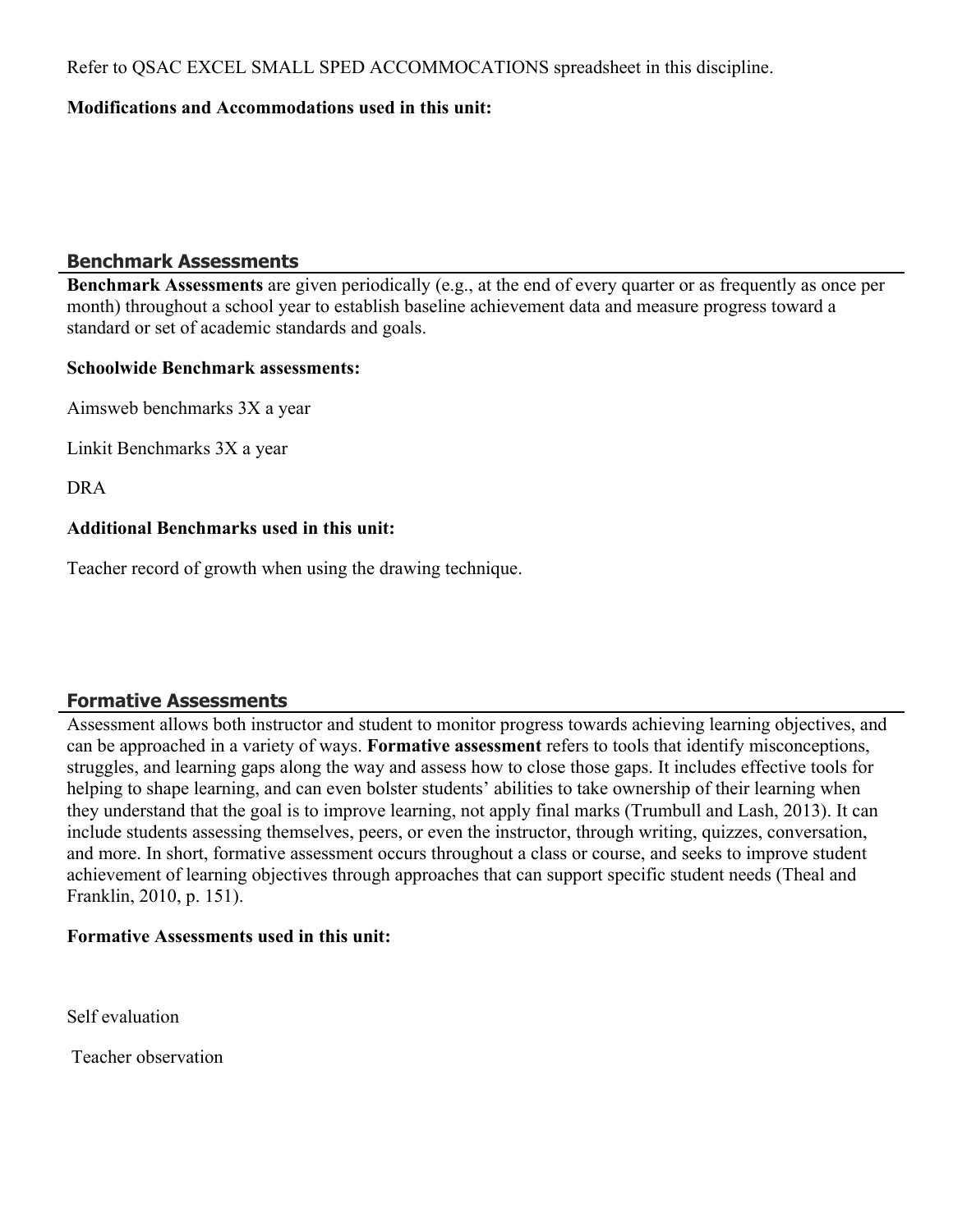Refer to QSAC EXCEL SMALL SPED ACCOMMOCATIONS spreadsheet in this discipline.

**Modifications and Accommodations used in this unit:**

## Benchmark Assessments

**Benchmark Assessments** are given periodically (e.g., at the end of every quarter or as frequently as once per month) throughout a school year to establish baseline achievement data and measure progress toward a standard or set of academic standards and goals.

**Schoolwide Benchmark assessments:**

Aimsweb benchmarks 3X a year

Linkit Benchmarks 3X a year

DRA

**Additional Benchmarks used in this unit:**

Teacher record of growth when using the drawing technique.

## Formative Assessments

Assessment allows both instructor and student to monitor progress towards achieving learning objectives, and can be approached in a variety of ways. **Formative assessment** refers to tools that identify misconceptions, struggles, and learning gaps along the way and assess how to close those gaps. It includes effective tools for helping to shape learning, and can even bolster students' abilities to take ownership of their learning when they understand that the goal is to improve learning, not apply final marks (Trumbull and Lash, 2013). It can include students assessing themselves, peers, or even the instructor, through writing, quizzes, conversation, and more. In short, formative assessment occurs throughout a class or course, and seeks to improve student achievement of learning objectives through approaches that can support specific student needs (Theal and Franklin, 2010, p. 151).

**Formative Assessments used in this unit:**

Self evaluation

Teacher observation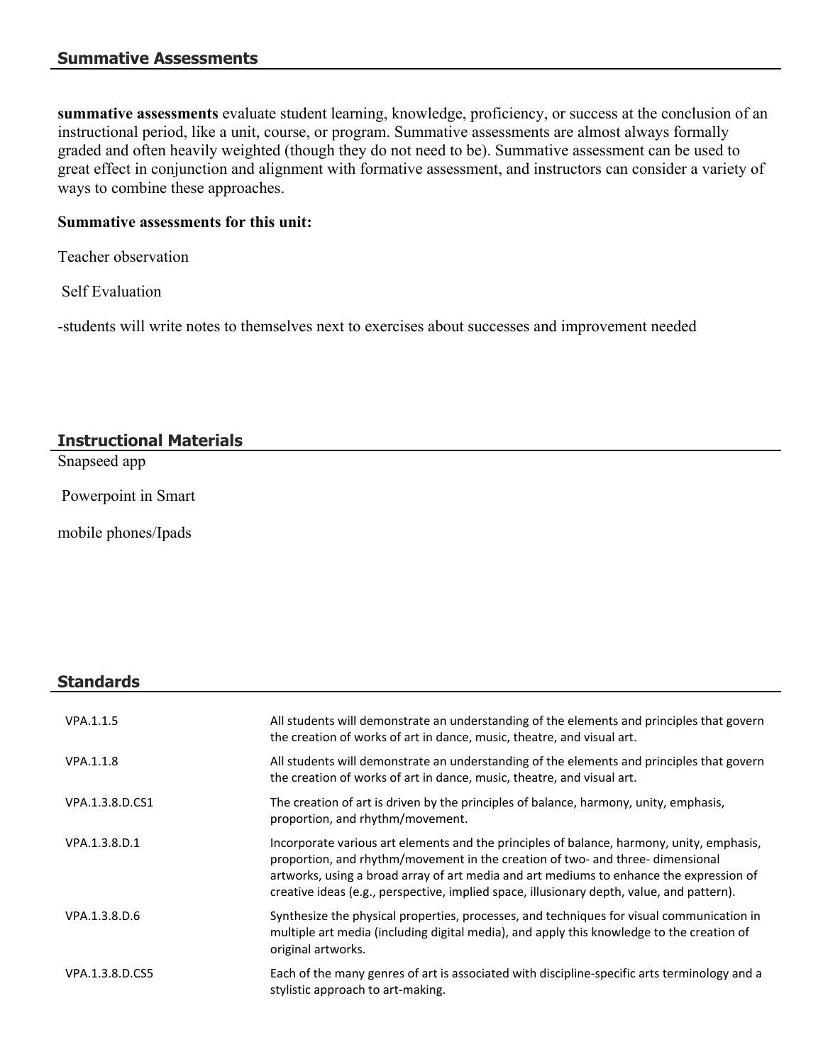## Summative Assessments

**summative assessments** evaluate student learning, knowledge, proficiency, or success at the conclusion of an instructional period, like a unit, course, or program. Summative assessments are almost always formally graded and often heavily weighted (though they do not need to be). Summative assessment can be used to great effect in conjunction and alignment with formative assessment, and instructors can consider a variety of ways to combine these approaches.

**Summative assessments for this unit:**

Teacher observation

Self Evaluation

-students will write notes to themselves next to exercises about successes and improvement needed

## Instructional Materials

Snapseed app

Powerpoint in Smart

mobile phones/Ipads

## Standards

| | |
|---|---|
| VPA.1.1.5 | All students will demonstrate an understanding of the elements and principles that govern the creation of works of art in dance, music, theatre, and visual art. |
| VPA.1.1.8 | All students will demonstrate an understanding of the elements and principles that govern the creation of works of art in dance, music, theatre, and visual art. |
| VPA.1.3.8.D.CS1 | The creation of art is driven by the principles of balance, harmony, unity, emphasis, proportion, and rhythm/movement. |
| VPA.1.3.8.D.1 | Incorporate various art elements and the principles of balance, harmony, unity, emphasis, proportion, and rhythm/movement in the creation of two- and three- dimensional artworks, using a broad array of art media and art mediums to enhance the expression of creative ideas (e.g., perspective, implied space, illusionary depth, value, and pattern). |
| VPA.1.3.8.D.6 | Synthesize the physical properties, processes, and techniques for visual communication in multiple art media (including digital media), and apply this knowledge to the creation of original artworks. |
| VPA.1.3.8.D.CS5 | Each of the many genres of art is associated with discipline-specific arts terminology and a stylistic approach to art-making. |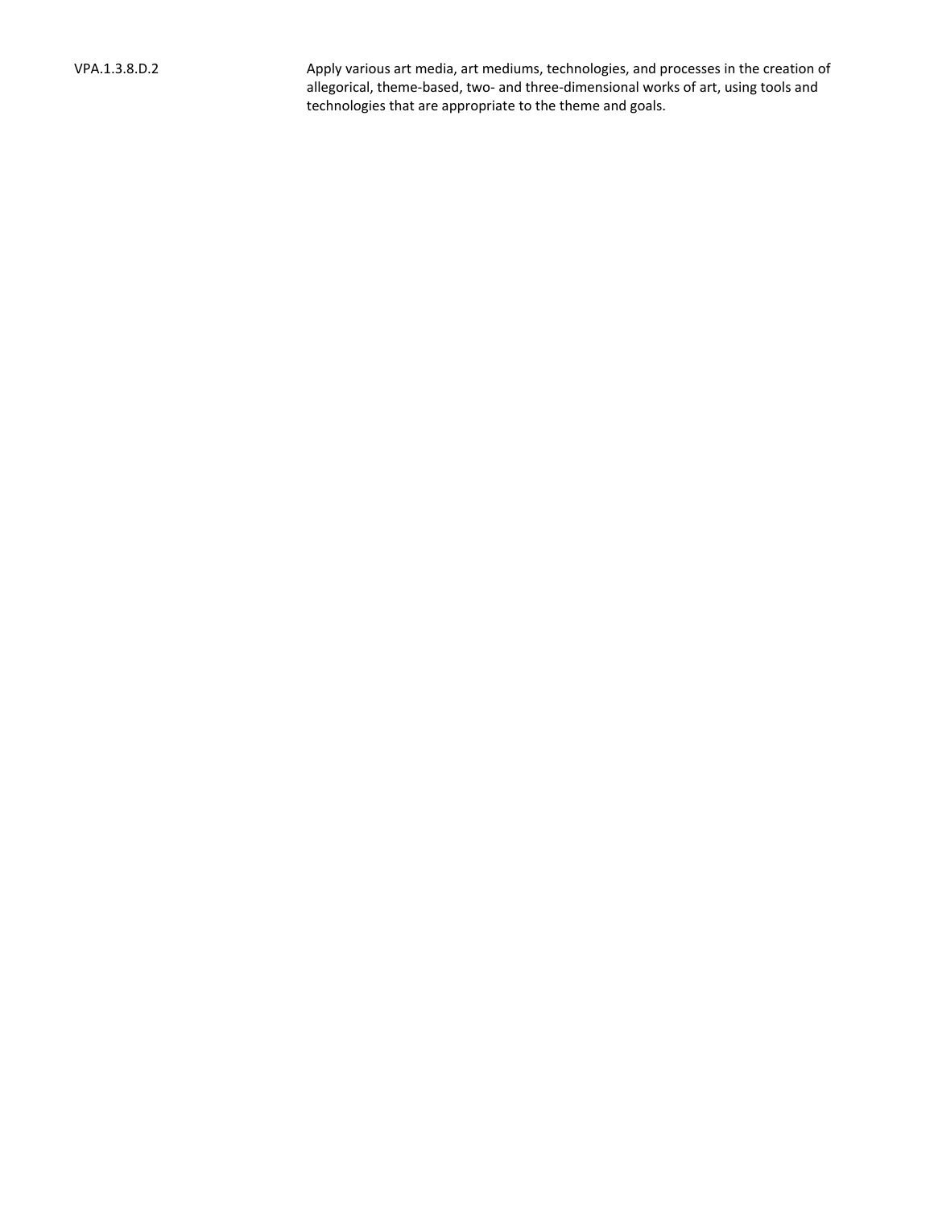| | |
|---|---|
| VPA.1.3.8.D.2 | Apply various art media, art mediums, technologies, and processes in the creation of allegorical, theme-based, two- and three-dimensional works of art, using tools and technologies that are appropriate to the theme and goals. |